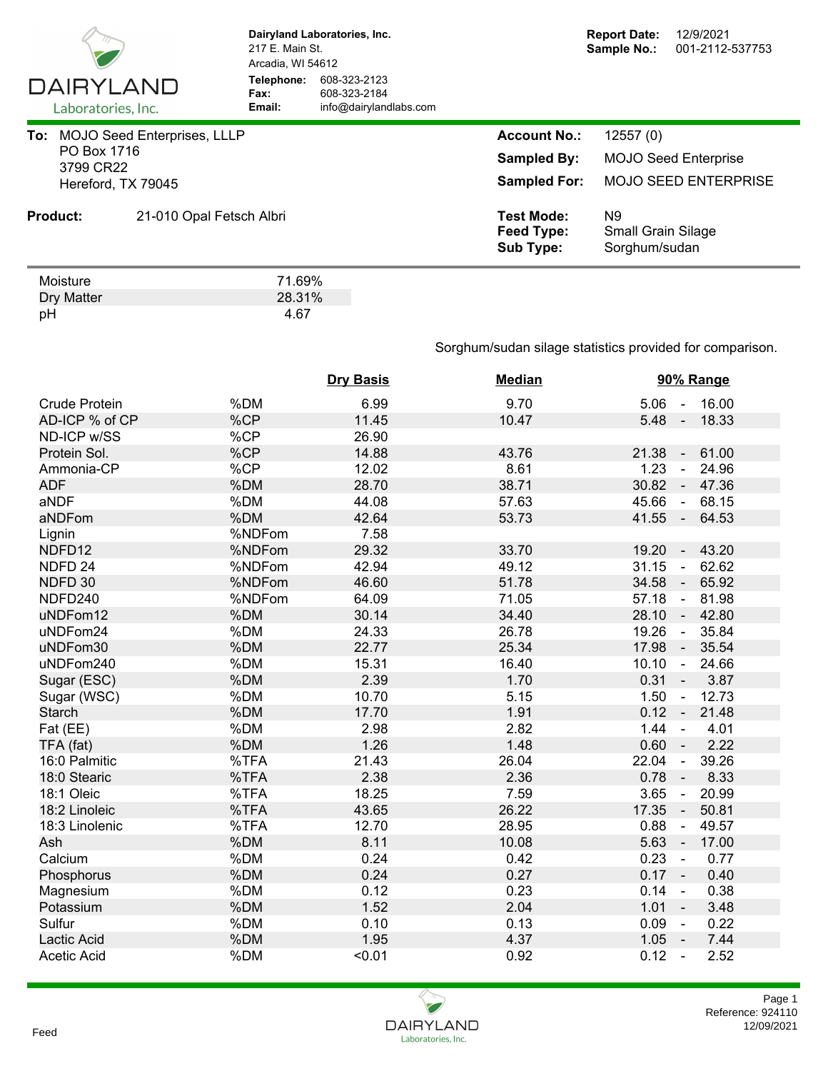**DAIRYLAND Laboratories, Inc.**

**Dairyland Laboratories, Inc.**
217 E. Main St.
Arcadia, WI 54612
**Telephone:** 608-323-2123
**Fax:** 608-323-2184
**Email:** info@dairylandlabs.com

**Report Date:** 12/9/2021
**Sample No.:** 001-2112-537753

**To:** MOJO Seed Enterprises, LLLP
PO Box 1716
3799 CR22
Hereford, TX 79045

**Account No.:** 12557 (0)
**Sampled By:** MOJO Seed Enterprise
**Sampled For:** MOJO SEED ENTERPRISE

**Product:** 21-010 Opal Fetsch Albri

**Test Mode:** N9
**Feed Type:** Small Grain Silage
**Sub Type:** Sorghum/sudan

| | |
|---|---|
| Moisture | 71.69% |
| Dry Matter | 28.31% |
| pH | 4.67 |

Sorghum/sudan silage statistics provided for comparison.

| | | Dry Basis | Median | 90% Range |
|---|---|---|---|---|
| Crude Protein | %DM | 6.99 | 9.70 | 5.06 - 16.00 |
| AD-ICP % of CP | %CP | 11.45 | 10.47 | 5.48 - 18.33 |
| ND-ICP w/SS | %CP | 26.90 | | |
| Protein Sol. | %CP | 14.88 | 43.76 | 21.38 - 61.00 |
| Ammonia-CP | %CP | 12.02 | 8.61 | 1.23 - 24.96 |
| ADF | %DM | 28.70 | 38.71 | 30.82 - 47.36 |
| aNDF | %DM | 44.08 | 57.63 | 45.66 - 68.15 |
| aNDFom | %DM | 42.64 | 53.73 | 41.55 - 64.53 |
| Lignin | %NDFom | 7.58 | | |
| NDFD12 | %NDFom | 29.32 | 33.70 | 19.20 - 43.20 |
| NDFD 24 | %NDFom | 42.94 | 49.12 | 31.15 - 62.62 |
| NDFD 30 | %NDFom | 46.60 | 51.78 | 34.58 - 65.92 |
| NDFD240 | %NDFom | 64.09 | 71.05 | 57.18 - 81.98 |
| uNDFom12 | %DM | 30.14 | 34.40 | 28.10 - 42.80 |
| uNDFom24 | %DM | 24.33 | 26.78 | 19.26 - 35.84 |
| uNDFom30 | %DM | 22.77 | 25.34 | 17.98 - 35.54 |
| uNDFom240 | %DM | 15.31 | 16.40 | 10.10 - 24.66 |
| Sugar (ESC) | %DM | 2.39 | 1.70 | 0.31 - 3.87 |
| Sugar (WSC) | %DM | 10.70 | 5.15 | 1.50 - 12.73 |
| Starch | %DM | 17.70 | 1.91 | 0.12 - 21.48 |
| Fat (EE) | %DM | 2.98 | 2.82 | 1.44 - 4.01 |
| TFA (fat) | %DM | 1.26 | 1.48 | 0.60 - 2.22 |
| 16:0 Palmitic | %TFA | 21.43 | 26.04 | 22.04 - 39.26 |
| 18:0 Stearic | %TFA | 2.38 | 2.36 | 0.78 - 8.33 |
| 18:1 Oleic | %TFA | 18.25 | 7.59 | 3.65 - 20.99 |
| 18:2 Linoleic | %TFA | 43.65 | 26.22 | 17.35 - 50.81 |
| 18:3 Linolenic | %TFA | 12.70 | 28.95 | 0.88 - 49.57 |
| Ash | %DM | 8.11 | 10.08 | 5.63 - 17.00 |
| Calcium | %DM | 0.24 | 0.42 | 0.23 - 0.77 |
| Phosphorus | %DM | 0.24 | 0.27 | 0.17 - 0.40 |
| Magnesium | %DM | 0.12 | 0.23 | 0.14 - 0.38 |
| Potassium | %DM | 1.52 | 2.04 | 1.01 - 3.48 |
| Sulfur | %DM | 0.10 | 0.13 | 0.09 - 0.22 |
| Lactic Acid | %DM | 1.95 | 4.37 | 1.05 - 7.44 |
| Acetic Acid | %DM | <0.01 | 0.92 | 0.12 - 2.52 |

Feed

Reference: 924110
12/09/2021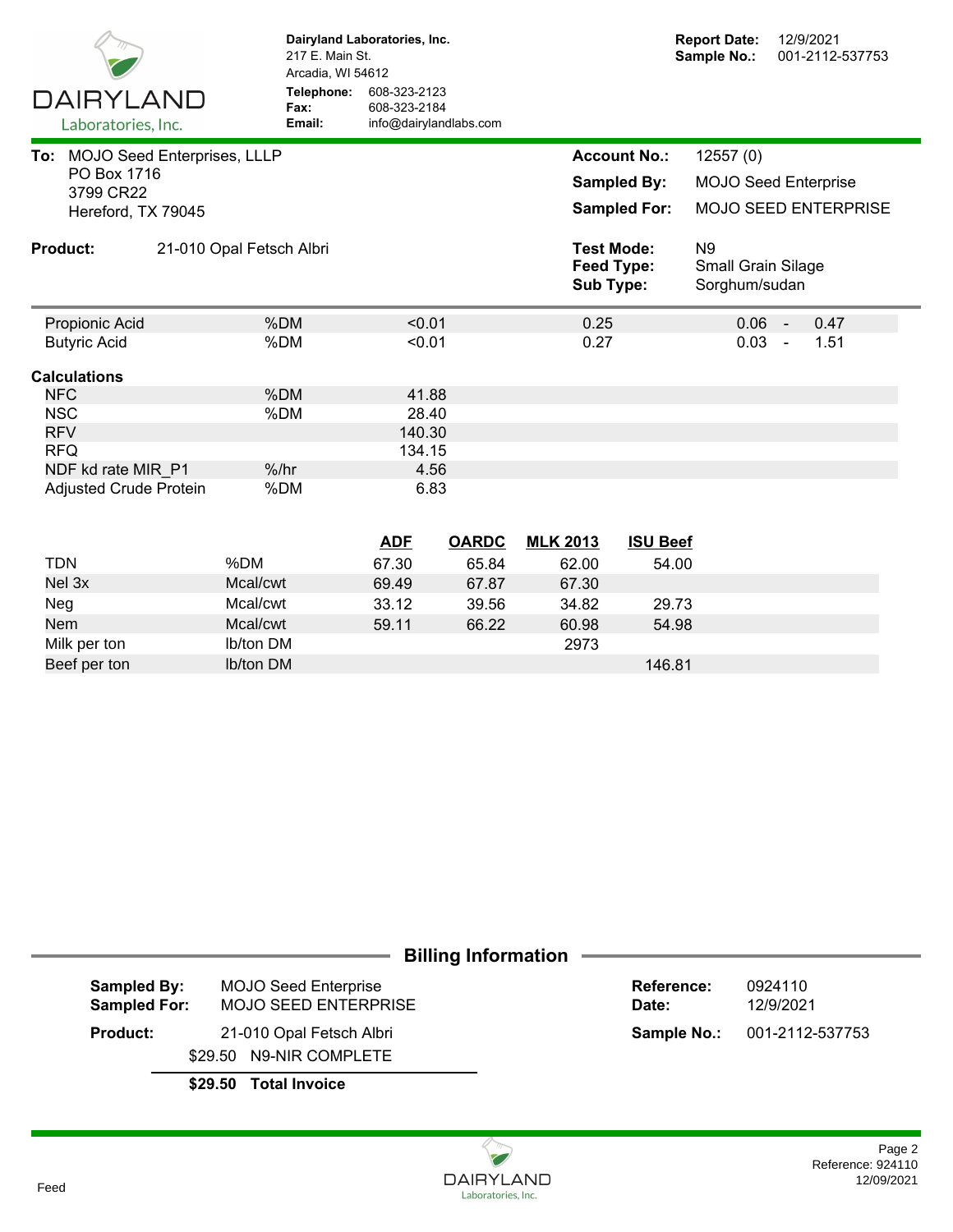**Dairyland Laboratories, Inc.**
217 E. Main St.
Arcadia, WI 54612
**Telephone:** 608-323-2123
**Fax:** 608-323-2184
**Email:** info@dairylandlabs.com

**Report Date:** 12/9/2021
**Sample No.:** 001-2112-537753

**To:** MOJO Seed Enterprises, LLLP
PO Box 1716
3799 CR22
Hereford, TX 79045

**Account No.:** 12557 (0)
**Sampled By:** MOJO Seed Enterprise
**Sampled For:** MOJO SEED ENTERPRISE

**Product:** 21-010 Opal Fetsch Albri

**Test Mode:** N9
**Feed Type:** Small Grain Silage
**Sub Type:** Sorghum/sudan

| | | | | |
|---|---|---|---|---|
| Propionic Acid | %DM | <0.01 | 0.25 | 0.06 - 0.47 |
| Butyric Acid | %DM | <0.01 | 0.27 | 0.03 - 1.51 |

**Calculations**

| | | |
|---|---|---|
| NFC | %DM | 41.88 |
| NSC | %DM | 28.40 |
| RFV | | 140.30 |
| RFQ | | 134.15 |
| NDF kd rate MIR_P1 | %/hr | 4.56 |
| Adjusted Crude Protein | %DM | 6.83 |

| | | ADF | OARDC | MLK 2013 | ISU Beef |
|---|---|---|---|---|---|
| TDN | %DM | 67.30 | 65.84 | 62.00 | 54.00 |
| Nel 3x | Mcal/cwt | 69.49 | 67.87 | 67.30 | |
| Neg | Mcal/cwt | 33.12 | 39.56 | 34.82 | 29.73 |
| Nem | Mcal/cwt | 59.11 | 66.22 | 60.98 | 54.98 |
| Milk per ton | lb/ton DM | | | 2973 | |
| Beef per ton | lb/ton DM | | | | 146.81 |

## Billing Information

**Sampled By:** MOJO Seed Enterprise
**Sampled For:** MOJO SEED ENTERPRISE
**Product:** 21-010 Opal Fetsch Albri
$29.50 N9-NIR COMPLETE
**$29.50 Total Invoice**

**Reference:** 0924110
**Date:** 12/9/2021
**Sample No.:** 001-2112-537753

Reference: 924110
12/09/2021

Feed